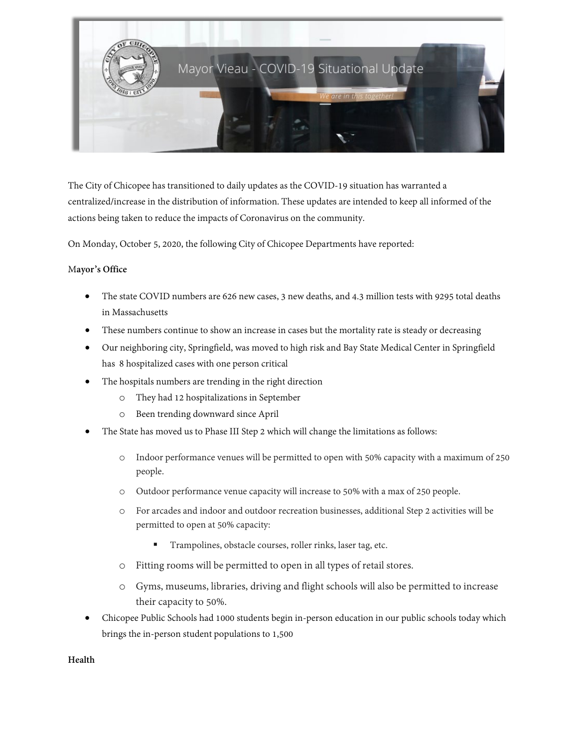# Mayor Vieau - COVID-19 Situational Update

*We are in this together!*

The City of Chicopee has transitioned to daily updates as the COVID-19 situation has warranted a centralized/increase in the distribution of information. These updates are intended to keep all informed of the actions being taken to reduce the impacts of Coronavirus on the community.

On Monday, October 5, 2020, the following City of Chicopee Departments have reported:

**Mayor's Office**

- The state COVID numbers are 626 new cases, 3 new deaths, and 4.3 million tests with 9295 total deaths in Massachusetts
- These numbers continue to show an increase in cases but the mortality rate is steady or decreasing
- Our neighboring city, Springfield, was moved to high risk and Bay State Medical Center in Springfield has 8 hospitalized cases with one person critical
- The hospitals numbers are trending in the right direction
  - They had 12 hospitalizations in September
  - Been trending downward since April
- The State has moved us to Phase III Step 2 which will change the limitations as follows:
  - Indoor performance venues will be permitted to open with 50% capacity with a maximum of 250 people.
  - Outdoor performance venue capacity will increase to 50% with a max of 250 people.
  - For arcades and indoor and outdoor recreation businesses, additional Step 2 activities will be permitted to open at 50% capacity:
    - Trampolines, obstacle courses, roller rinks, laser tag, etc.
  - Fitting rooms will be permitted to open in all types of retail stores.
  - Gyms, museums, libraries, driving and flight schools will also be permitted to increase their capacity to 50%.
- Chicopee Public Schools had 1000 students begin in-person education in our public schools today which brings the in-person student populations to 1,500

**Health**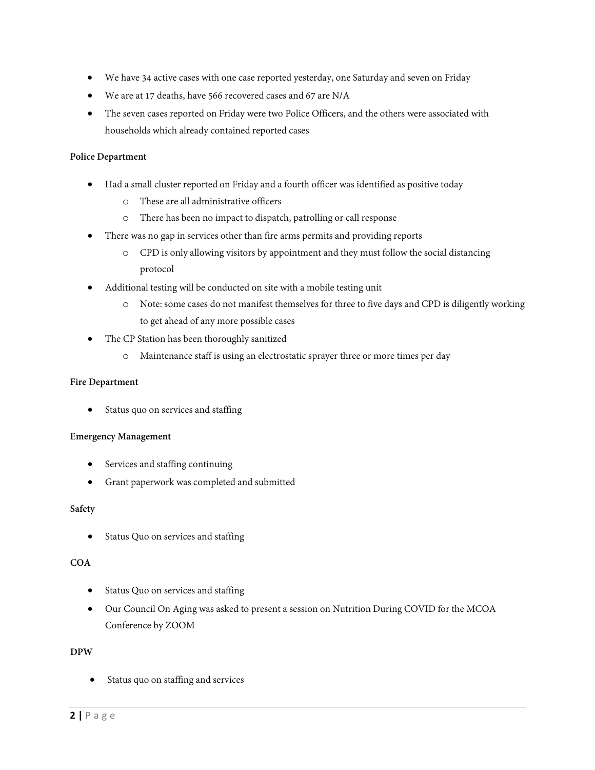- We have 34 active cases with one case reported yesterday, one Saturday and seven on Friday
- We are at 17 deaths, have 566 recovered cases and 67 are N/A
- The seven cases reported on Friday were two Police Officers, and the others were associated with households which already contained reported cases

**Police Department**

- Had a small cluster reported on Friday and a fourth officer was identified as positive today
    - These are all administrative officers
    - There has been no impact to dispatch, patrolling or call response
- There was no gap in services other than fire arms permits and providing reports
    - CPD is only allowing visitors by appointment and they must follow the social distancing protocol
- Additional testing will be conducted on site with a mobile testing unit
    - Note: some cases do not manifest themselves for three to five days and CPD is diligently working to get ahead of any more possible cases
- The CP Station has been thoroughly sanitized
    - Maintenance staff is using an electrostatic sprayer three or more times per day

**Fire Department**

- Status quo on services and staffing

**Emergency Management**

- Services and staffing continuing
- Grant paperwork was completed and submitted

**Safety**

- Status Quo on services and staffing

**COA**

- Status Quo on services and staffing
- Our Council On Aging was asked to present a session on Nutrition During COVID for the MCOA Conference by ZOOM

**DPW**

- Status quo on staffing and services